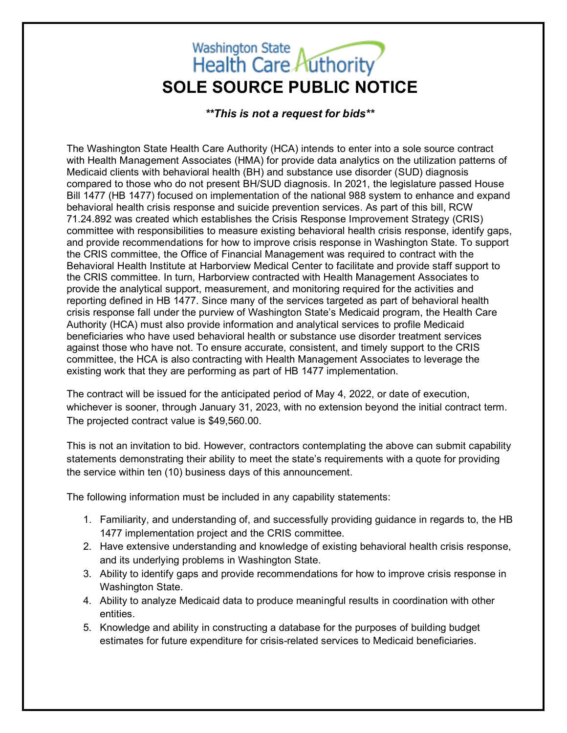Washington State Health Care Authority

# SOLE SOURCE PUBLIC NOTICE

***\*This is not a request for bids\****

The Washington State Health Care Authority (HCA) intends to enter into a sole source contract with Health Management Associates (HMA) for provide data analytics on the utilization patterns of Medicaid clients with behavioral health (BH) and substance use disorder (SUD) diagnosis compared to those who do not present BH/SUD diagnosis. In 2021, the legislature passed House Bill 1477 (HB 1477) focused on implementation of the national 988 system to enhance and expand behavioral health crisis response and suicide prevention services. As part of this bill, RCW 71.24.892 was created which establishes the Crisis Response Improvement Strategy (CRIS) committee with responsibilities to measure existing behavioral health crisis response, identify gaps, and provide recommendations for how to improve crisis response in Washington State. To support the CRIS committee, the Office of Financial Management was required to contract with the Behavioral Health Institute at Harborview Medical Center to facilitate and provide staff support to the CRIS committee. In turn, Harborview contracted with Health Management Associates to provide the analytical support, measurement, and monitoring required for the activities and reporting defined in HB 1477. Since many of the services targeted as part of behavioral health crisis response fall under the purview of Washington State's Medicaid program, the Health Care Authority (HCA) must also provide information and analytical services to profile Medicaid beneficiaries who have used behavioral health or substance use disorder treatment services against those who have not. To ensure accurate, consistent, and timely support to the CRIS committee, the HCA is also contracting with Health Management Associates to leverage the existing work that they are performing as part of HB 1477 implementation.

The contract will be issued for the anticipated period of May 4, 2022, or date of execution, whichever is sooner, through January 31, 2023, with no extension beyond the initial contract term. The projected contract value is $49,560.00.

This is not an invitation to bid. However, contractors contemplating the above can submit capability statements demonstrating their ability to meet the state's requirements with a quote for providing the service within ten (10) business days of this announcement.

The following information must be included in any capability statements:

1. Familiarity, and understanding of, and successfully providing guidance in regards to, the HB 1477 implementation project and the CRIS committee.
2. Have extensive understanding and knowledge of existing behavioral health crisis response, and its underlying problems in Washington State.
3. Ability to identify gaps and provide recommendations for how to improve crisis response in Washington State.
4. Ability to analyze Medicaid data to produce meaningful results in coordination with other entities.
5. Knowledge and ability in constructing a database for the purposes of building budget estimates for future expenditure for crisis-related services to Medicaid beneficiaries.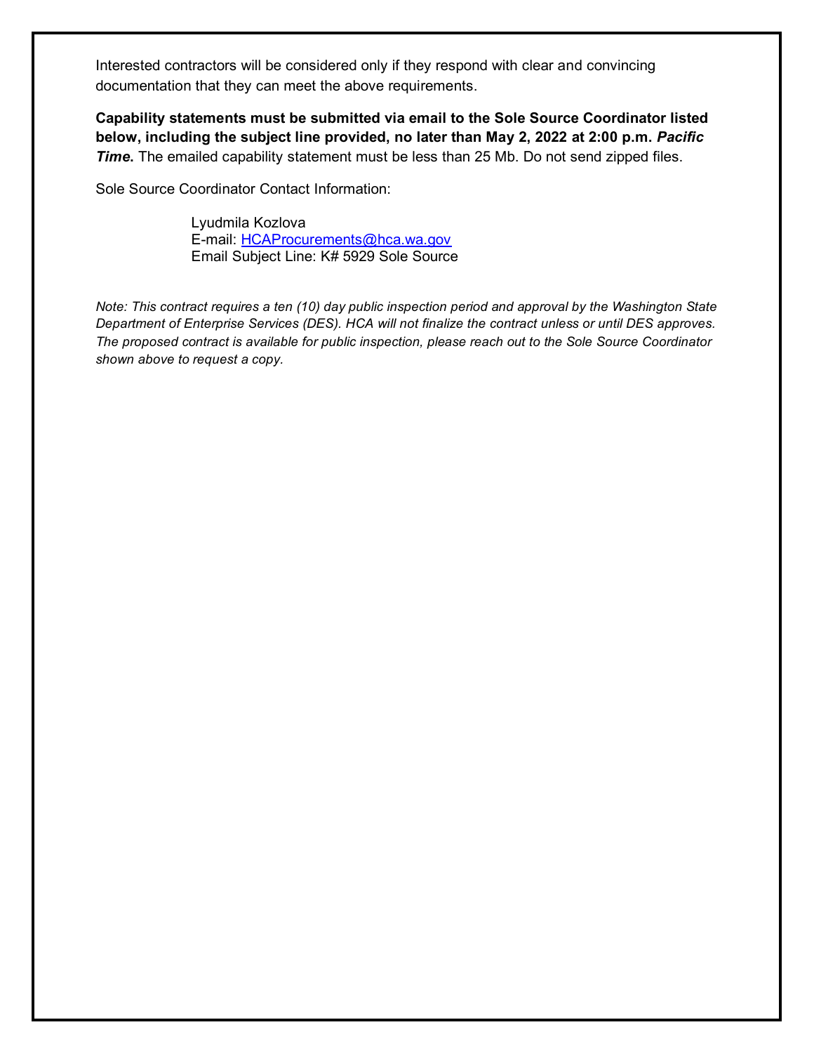Interested contractors will be considered only if they respond with clear and convincing documentation that they can meet the above requirements.

**Capability statements must be submitted via email to the Sole Source Coordinator listed below, including the subject line provided, no later than May 2, 2022 at 2:00 p.m. *Pacific Time*.** The emailed capability statement must be less than 25 Mb. Do not send zipped files.

Sole Source Coordinator Contact Information:

Lyudmila Kozlova
E-mail: HCAProcurements@hca.wa.gov
Email Subject Line: K# 5929 Sole Source

*Note: This contract requires a ten (10) day public inspection period and approval by the Washington State Department of Enterprise Services (DES). HCA will not finalize the contract unless or until DES approves. The proposed contract is available for public inspection, please reach out to the Sole Source Coordinator shown above to request a copy.*